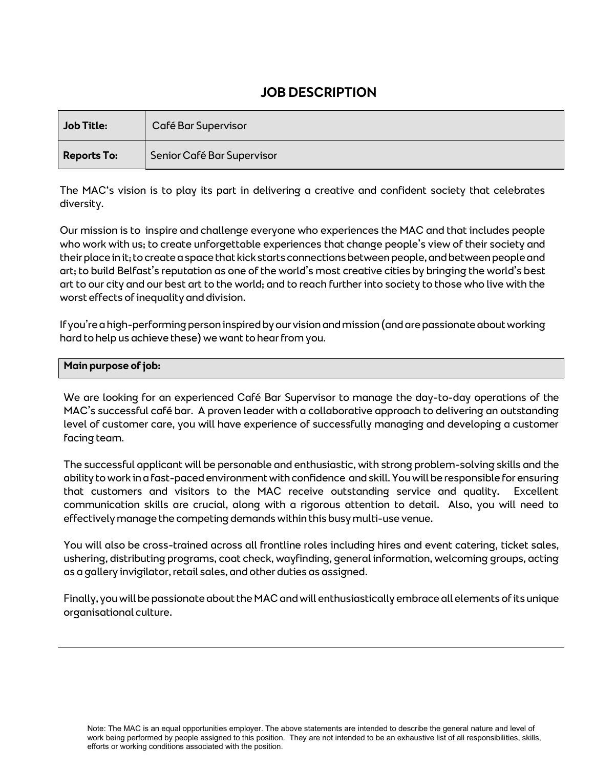# JOB DESCRIPTION

| Job Title: | Café Bar Supervisor |
|---|---|
| **Reports To:** | Senior Café Bar Supervisor |

The MAC's vision is to play its part in delivering a creative and confident society that celebrates diversity.

Our mission is to inspire and challenge everyone who experiences the MAC and that includes people who work with us; to create unforgettable experiences that change people's view of their society and their place in it; to create a space that kick starts connections between people, and between people and art; to build Belfast's reputation as one of the world's most creative cities by bringing the world's best art to our city and our best art to the world; and to reach further into society to those who live with the worst effects of inequality and division.

If you're a high-performing person inspired by our vision and mission (and are passionate about working hard to help us achieve these) we want to hear from you.

**Main purpose of job:**

We are looking for an experienced Café Bar Supervisor to manage the day-to-day operations of the MAC's successful café bar. A proven leader with a collaborative approach to delivering an outstanding level of customer care, you will have experience of successfully managing and developing a customer facing team.

The successful applicant will be personable and enthusiastic, with strong problem-solving skills and the ability to work in a fast-paced environment with confidence and skill. You will be responsible for ensuring that customers and visitors to the MAC receive outstanding service and quality. Excellent communication skills are crucial, along with a rigorous attention to detail. Also, you will need to effectively manage the competing demands within this busy multi-use venue.

You will also be cross-trained across all frontline roles including hires and event catering, ticket sales, ushering, distributing programs, coat check, wayfinding, general information, welcoming groups, acting as a gallery invigilator, retail sales, and other duties as assigned.

Finally, you will be passionate about the MAC and will enthusiastically embrace all elements of its unique organisational culture.

---

Note: The MAC is an equal opportunities employer. The above statements are intended to describe the general nature and level of work being performed by people assigned to this position. They are not intended to be an exhaustive list of all responsibilities, skills, efforts or working conditions associated with the position.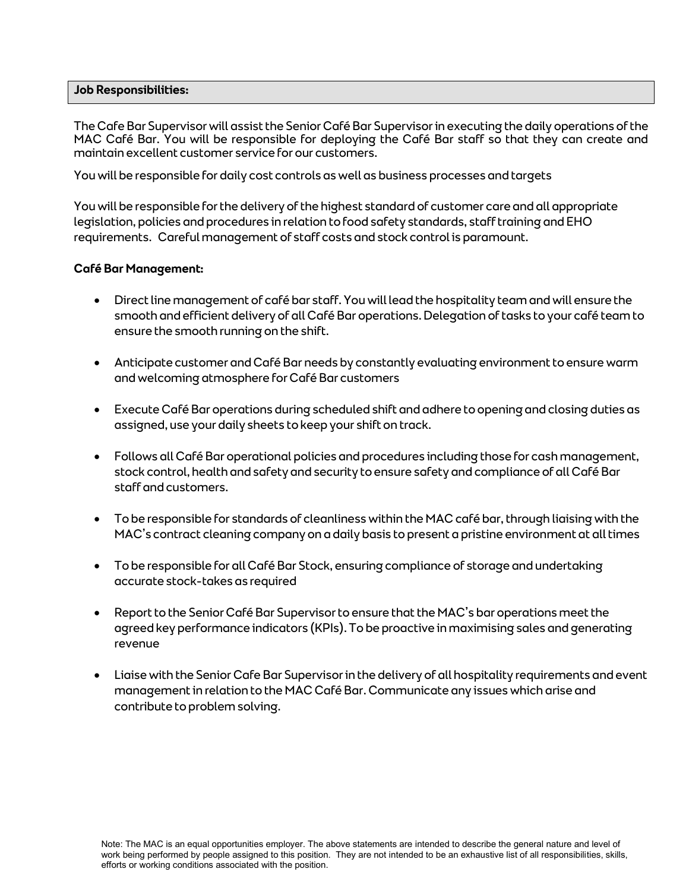**Job Responsibilities:**

The Cafe Bar Supervisor will assist the Senior Café Bar Supervisor in executing the daily operations of the MAC Café Bar. You will be responsible for deploying the Café Bar staff so that they can create and maintain excellent customer service for our customers.

You will be responsible for daily cost controls as well as business processes and targets

You will be responsible for the delivery of the highest standard of customer care and all appropriate legislation, policies and procedures in relation to food safety standards, staff training and EHO requirements. Careful management of staff costs and stock control is paramount.

**Café Bar Management:**

- Direct line management of café bar staff. You will lead the hospitality team and will ensure the smooth and efficient delivery of all Café Bar operations. Delegation of tasks to your café team to ensure the smooth running on the shift.
- Anticipate customer and Café Bar needs by constantly evaluating environment to ensure warm and welcoming atmosphere for Café Bar customers
- Execute Café Bar operations during scheduled shift and adhere to opening and closing duties as assigned, use your daily sheets to keep your shift on track.
- Follows all Café Bar operational policies and procedures including those for cash management, stock control, health and safety and security to ensure safety and compliance of all Café Bar staff and customers.
- To be responsible for standards of cleanliness within the MAC café bar, through liaising with the MAC's contract cleaning company on a daily basis to present a pristine environment at all times
- To be responsible for all Café Bar Stock, ensuring compliance of storage and undertaking accurate stock-takes as required
- Report to the Senior Café Bar Supervisor to ensure that the MAC's bar operations meet the agreed key performance indicators (KPIs). To be proactive in maximising sales and generating revenue
- Liaise with the Senior Cafe Bar Supervisor in the delivery of all hospitality requirements and event management in relation to the MAC Café Bar. Communicate any issues which arise and contribute to problem solving.

Note: The MAC is an equal opportunities employer. The above statements are intended to describe the general nature and level of work being performed by people assigned to this position. They are not intended to be an exhaustive list of all responsibilities, skills, efforts or working conditions associated with the position.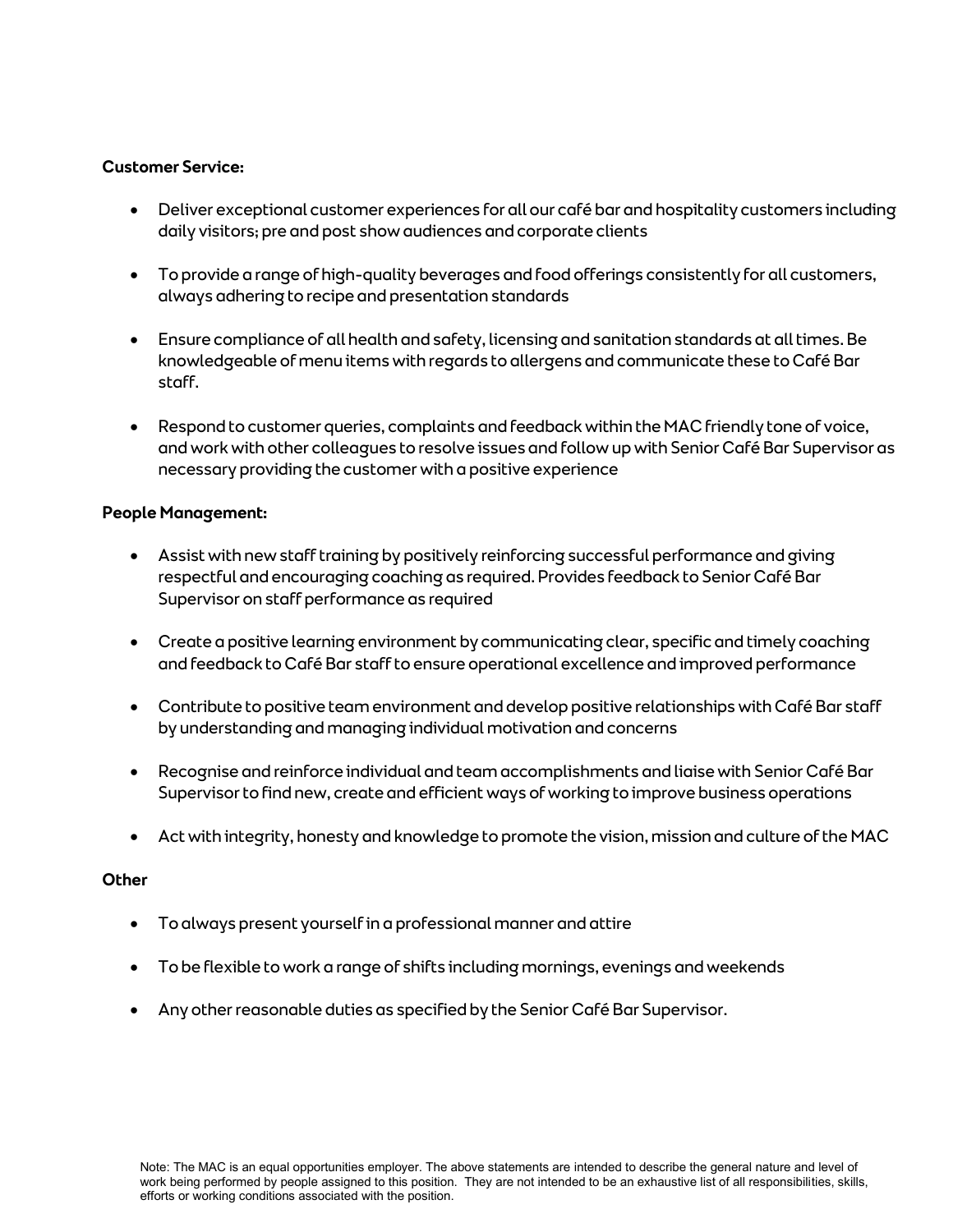**Customer Service:**

- Deliver exceptional customer experiences for all our café bar and hospitality customers including daily visitors; pre and post show audiences and corporate clients

- To provide a range of high-quality beverages and food offerings consistently for all customers, always adhering to recipe and presentation standards

- Ensure compliance of all health and safety, licensing and sanitation standards at all times. Be knowledgeable of menu items with regards to allergens and communicate these to Café Bar staff.

- Respond to customer queries, complaints and feedback within the MAC friendly tone of voice, and work with other colleagues to resolve issues and follow up with Senior Café Bar Supervisor as necessary providing the customer with a positive experience

**People Management:**

- Assist with new staff training by positively reinforcing successful performance and giving respectful and encouraging coaching as required. Provides feedback to Senior Café Bar Supervisor on staff performance as required

- Create a positive learning environment by communicating clear, specific and timely coaching and feedback to Café Bar staff to ensure operational excellence and improved performance

- Contribute to positive team environment and develop positive relationships with Café Bar staff by understanding and managing individual motivation and concerns

- Recognise and reinforce individual and team accomplishments and liaise with Senior Café Bar Supervisor to find new, create and efficient ways of working to improve business operations

- Act with integrity, honesty and knowledge to promote the vision, mission and culture of the MAC

**Other**

- To always present yourself in a professional manner and attire

- To be flexible to work a range of shifts including mornings, evenings and weekends

- Any other reasonable duties as specified by the Senior Café Bar Supervisor.

Note: The MAC is an equal opportunities employer. The above statements are intended to describe the general nature and level of work being performed by people assigned to this position. They are not intended to be an exhaustive list of all responsibilities, skills, efforts or working conditions associated with the position.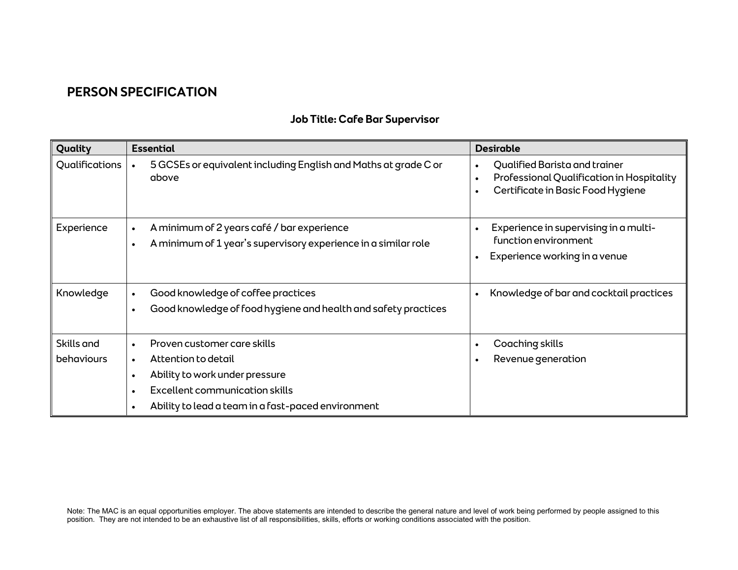# PERSON SPECIFICATION

**Job Title: Cafe Bar Supervisor**

| Quality | Essential | Desirable |
|---|---|---|
| Qualifications | • 5 GCSEs or equivalent including English and Maths at grade C or above | • Qualified Barista and trainer<br>• Professional Qualification in Hospitality<br>• Certificate in Basic Food Hygiene |
| Experience | • A minimum of 2 years café / bar experience<br>• A minimum of 1 year's supervisory experience in a similar role | • Experience in supervising in a multi-function environment<br>• Experience working in a venue |
| Knowledge | • Good knowledge of coffee practices<br>• Good knowledge of food hygiene and health and safety practices | • Knowledge of bar and cocktail practices |
| Skills and behaviours | • Proven customer care skills<br>• Attention to detail<br>• Ability to work under pressure<br>• Excellent communication skills<br>• Ability to lead a team in a fast-paced environment | • Coaching skills<br>• Revenue generation |

Note: The MAC is an equal opportunities employer. The above statements are intended to describe the general nature and level of work being performed by people assigned to this position. They are not intended to be an exhaustive list of all responsibilities, skills, efforts or working conditions associated with the position.